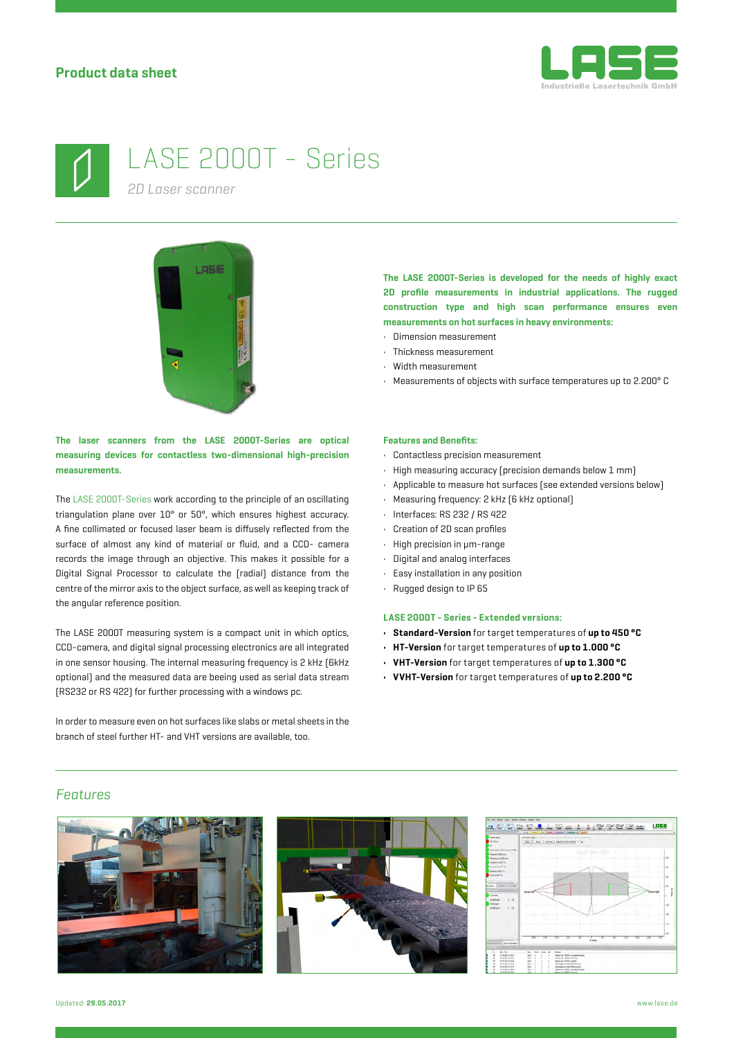**Product data sheet**

# LASE 2000T - Series

*2D Laser scanner*

**The LASE 2000T-Series is developed for the needs of highly exact 2D profile measurements in industrial applications. The rugged construction type and high scan performance ensures even measurements on hot surfaces in heavy environments:**

- Dimension measurement
- Thickness measurement
- Width measurement
- Measurements of objects with surface temperatures up to 2.200° C

**The laser scanners from the LASE 2000T-Series are optical measuring devices for contactless two-dimensional high-precision measurements.**

The LASE 2000T-Series work according to the principle of an oscillating triangulation plane over 10° or 50°, which ensures highest accuracy. A fine collimated or focused laser beam is diffusely reflected from the surface of almost any kind of material or fluid, and a CCD- camera records the image through an objective. This makes it possible for a Digital Signal Processor to calculate the (radial) distance from the centre of the mirror axis to the object surface, as well as keeping track of the angular reference position.

The LASE 2000T measuring system is a compact unit in which optics, CCD-camera, and digital signal processing electronics are all integrated in one sensor housing. The internal measuring frequency is 2 kHz (6kHz optional) and the measured data are beeing used as serial data stream (RS232 or RS 422) for further processing with a windows pc.

In order to measure even on hot surfaces like slabs or metal sheets in the branch of steel further HT- and VHT versions are available, too.

**Features and Benefits:**

- Contactless precision measurement
- High measuring accuracy (precision demands below 1 mm)
- Applicable to measure hot surfaces (see extended versions below)
- Measuring frequency: 2 kHz (6 kHz optional)
- Interfaces: RS 232 / RS 422
- Creation of 2D scan profiles
- High precision in µm-range
- Digital and analog interfaces
- Easy installation in any position
- Rugged design to IP 65

**LASE 2000T - Series - Extended versions:**

- **Standard-Version** for target temperatures of **up to 450 °C**
- **HT-Version** for target temperatures of **up to 1.000 °C**
- **VHT-Version** for target temperatures of **up to 1.300 °C**
- **VVHT-Version** for target temperatures of **up to 2.200 °C**

## *Features*

Updated: **29.05.2017**

www.lase.de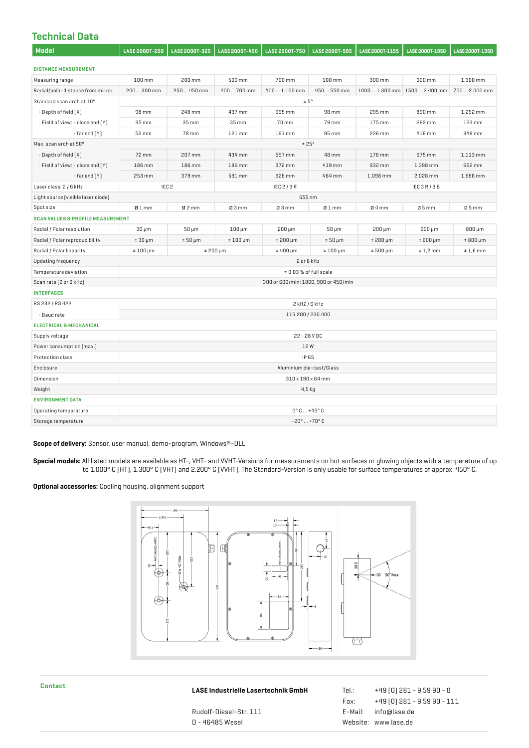## Technical Data

| Model | LASE 2000T-250 | LASE 2000T-325 | LASE 2000T-450 | LASE 2000T-750 | LASE 2000T-505 | LASE 2000T-1155 | LASE 2000T-1950 | LASE 2000T-1350 |
|---|---|---|---|---|---|---|---|---|
| **DISTANCE MEASUREMENT** | | | | | | | | |
| Measuring range | 100 mm | 200 mm | 500 mm | 700 mm | 100 mm | 300 mm | 900 mm | 1.300 mm |
| Radial/polar distance from mirror | 200 ... 300 mm | 250 ... 450 mm | 200 ... 700 mm | 400 ... 1.100 mm | 450 ... 550 mm | 1000 ... 1.300 mm | 1500 ... 2.400 mm | 700 ... 2.000 mm |
| Standard scan arch at 10° | ± 5° | | | | | | | |
| ◦ Depth of field (X) | 98 mm | 248 mm | 497 mm | 695 mm | 98 mm | 295 mm | 890 mm | 1.292 mm |
| ◦ Field of view: - close end (Y) | 35 mm | 35 mm | 35 mm | 70 mm | 79 mm | 175 mm | 262 mm | 123 mm |
| - far end (Y) | 52 mm | 78 mm | 121 mm | 191 mm | 95 mm | 226 mm | 418 mm | 348 mm |
| Max. scan arch at 50° | ± 25° | | | | | | | |
| ◦ Depth of field (X) | 72 mm | 207 mm | 434 mm | 597 mm | 48 mm | 178 mm | 675 mm | 1.113 mm |
| ◦ Field of view: - close end (Y) | 186 mm | 186 mm | 186 mm | 372 mm | 419 mm | 932 mm | 1.398 mm | 652 mm |
| - far end (Y) | 253 mm | 379 mm | 591 mm | 928 mm | 464 mm | 1.098 mm | 2.028 mm | 1.688 mm |
| Laser class: 2 / 6 kHz | IEC 2 | | IEC 2 / 3 R | | | IEC 3 R / 3 B | | |
| Light source (visible laser diode) | 655 nm | | | | | | | |
| Spot size | Ø 1 mm | Ø 2 mm | Ø 3 mm | Ø 3 mm | Ø 1 mm | Ø 4 mm | Ø 5 mm | Ø 5 mm |
| **SCAN VALUES & PROFILE MEASUREMENT** | | | | | | | | |
| Radial / Polar resolution | 30 µm | 50 µm | 100 µm | 200 µm | 50 µm | 200 µm | 600 µm | 800 µm |
| Radial / Polar reproducibility | ± 30 µm | ± 50 µm | ± 100 µm | ± 200 µm | ± 50 µm | ± 200 µm | ± 600 µm | ± 800 µm |
| Radial / Polar linearity | ± 100 µm | ± 200 µm | | ± 400 µm | ± 100 µm | ± 500 µm | ± 1,2 mm | ± 1,6 mm |
| Updating frequency | 2 or 6 kHz | | | | | | | |
| Temperature deviation | ± 0,03 % of full scale | | | | | | | |
| Scan rate (2 or 6 kHz) | 300 or 600/min; 1800, 900 or 450/min | | | | | | | |
| **INTERFACES** | | | | | | | | |
| RS 232 / RS 422 | 2 kHZ / 6 kHz | | | | | | | |
| ◦ Baud rate | 115.200 / 230.400 | | | | | | | |
| **ELECTRICAL & MECHANICAL** | | | | | | | | |
| Supply voltage | 22 - 28 V DC | | | | | | | |
| Power consumption (max.) | 12 W | | | | | | | |
| Protection class | IP 65 | | | | | | | |
| Enclosure | Aluminium die-cast/Glass | | | | | | | |
| Dimension | 310 x 190 x 64 mm | | | | | | | |
| Weight | 4,5 kg | | | | | | | |
| **ENVIRONMENT DATA** | | | | | | | | |
| Operating temperature | 0° C ... +45° C | | | | | | | |
| Storage temperature | -20° ... +70° C | | | | | | | |

**Scope of delivery:** Sensor, user manual, demo-program, Windows®-DLL

**Special models:** All listed models are available as HT-, VHT- and VVHT-Versions for measurements on hot surfaces or glowing objects with a temperature of up to 1.000° C (HT), 1.300° C (VHT) and 2.200° C (VVHT). The Standard-Version is only usable for surface temperatures of approx. 450° C.

**Optional accessories:** Cooling housing, alignment support

190
119.5
49.5
Laser Center Line
115
M8x1.25-▽10
155
80
310
115
17
13
Laser Center Line
96
191
41
15
54
80
47
32
6
64
39.5
30
50° Max

**Contact**

**LASE Industrielle Lasertechnik GmbH**

Rudolf-Diesel-Str. 111
D - 46485 Wesel

Tel.: +49 (0) 281 - 9 59 90 - 0
Fax: +49 (0) 281 - 9 59 90 - 111
E-Mail: info@lase.de
Website: www.lase.de